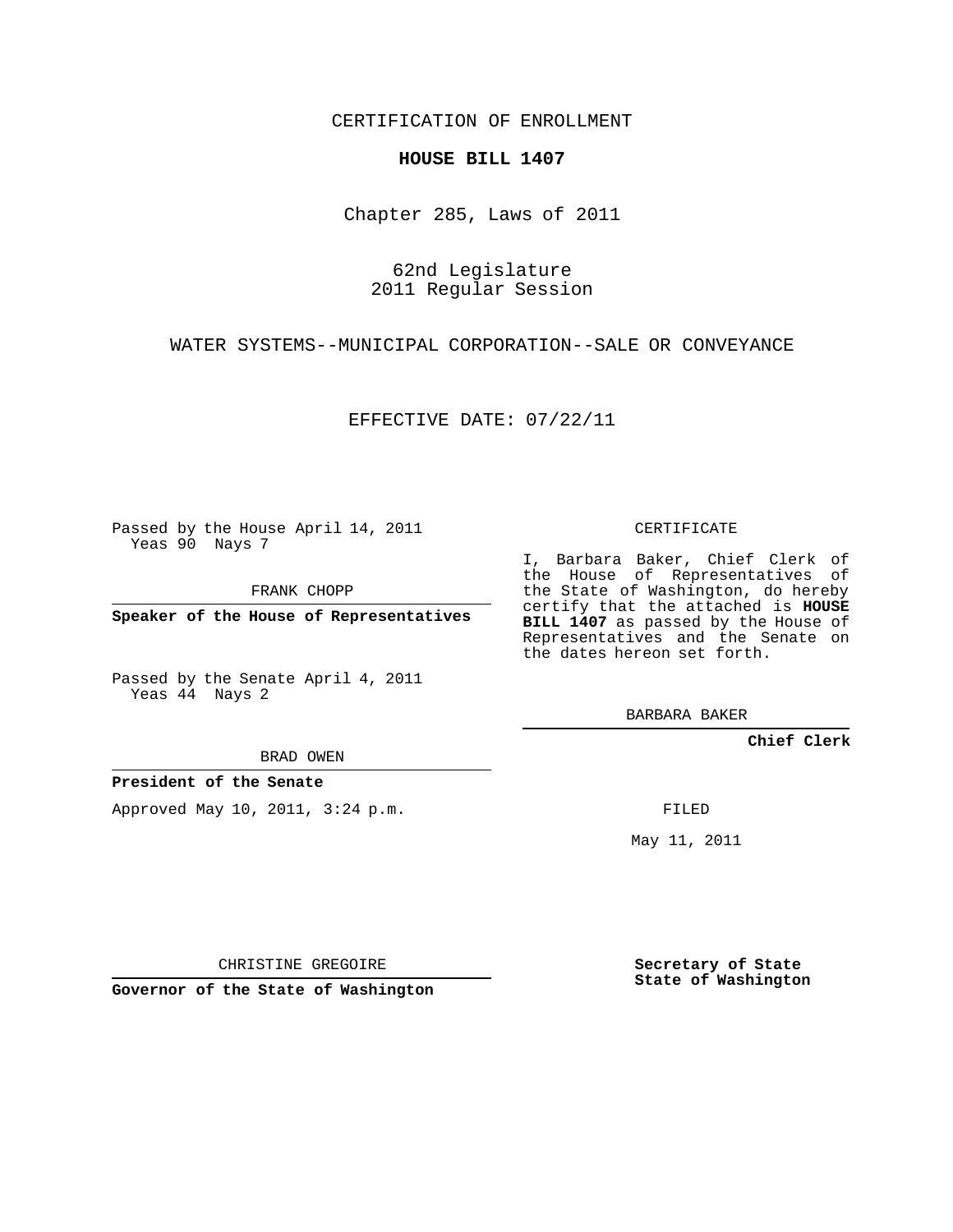CERTIFICATION OF ENROLLMENT

**HOUSE BILL 1407**

Chapter 285, Laws of 2011

62nd Legislature
2011 Regular Session

WATER SYSTEMS--MUNICIPAL CORPORATION--SALE OR CONVEYANCE

EFFECTIVE DATE: 07/22/11

Passed by the House April 14, 2011
Yeas 90 Nays 7

FRANK CHOPP

**Speaker of the House of Representatives**

Passed by the Senate April 4, 2011
Yeas 44 Nays 2

BRAD OWEN

**President of the Senate**

Approved May 10, 2011, 3:24 p.m.

CHRISTINE GREGOIRE

**Governor of the State of Washington**

CERTIFICATE

I, Barbara Baker, Chief Clerk of the House of Representatives of the State of Washington, do hereby certify that the attached is **HOUSE BILL 1407** as passed by the House of Representatives and the Senate on the dates hereon set forth.

BARBARA BAKER

**Chief Clerk**

FILED

May 11, 2011

**Secretary of State**
**State of Washington**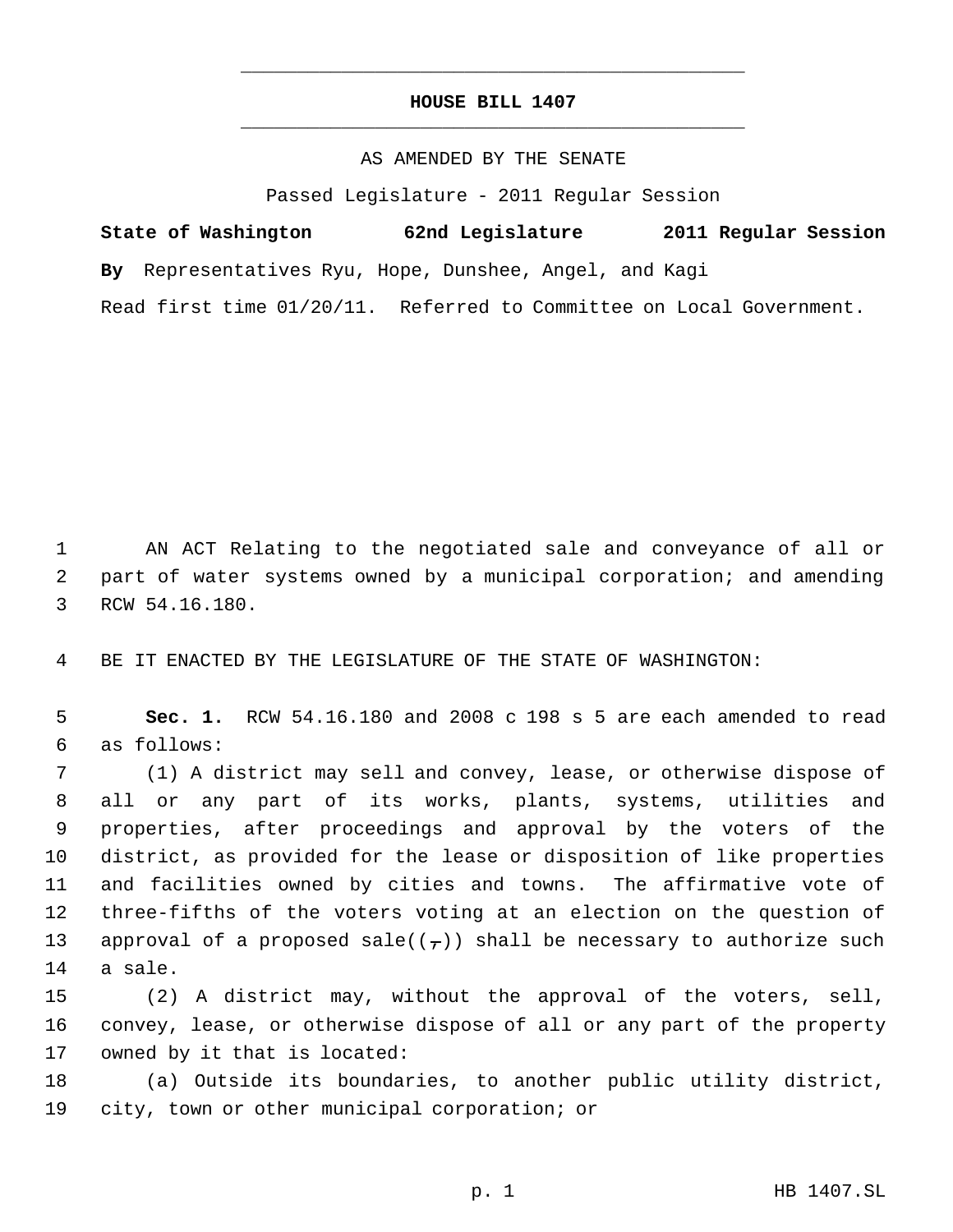# HOUSE BILL 1407

AS AMENDED BY THE SENATE

Passed Legislature - 2011 Regular Session

**State of Washington 62nd Legislature 2011 Regular Session**

**By** Representatives Ryu, Hope, Dunshee, Angel, and Kagi

Read first time 01/20/11. Referred to Committee on Local Government.

1 AN ACT Relating to the negotiated sale and conveyance of all or
2 part of water systems owned by a municipal corporation; and amending
3 RCW 54.16.180.

4 BE IT ENACTED BY THE LEGISLATURE OF THE STATE OF WASHINGTON:

5 **Sec. 1.** RCW 54.16.180 and 2008 c 198 s 5 are each amended to read
6 as follows:

7 (1) A district may sell and convey, lease, or otherwise dispose of
8 all or any part of its works, plants, systems, utilities and
9 properties, after proceedings and approval by the voters of the
10 district, as provided for the lease or disposition of like properties
11 and facilities owned by cities and towns. The affirmative vote of
12 three-fifths of the voters voting at an election on the question of
13 approval of a proposed sale((~~,~~)) shall be necessary to authorize such
14 a sale.

15 (2) A district may, without the approval of the voters, sell,
16 convey, lease, or otherwise dispose of all or any part of the property
17 owned by it that is located:

18 (a) Outside its boundaries, to another public utility district,
19 city, town or other municipal corporation; or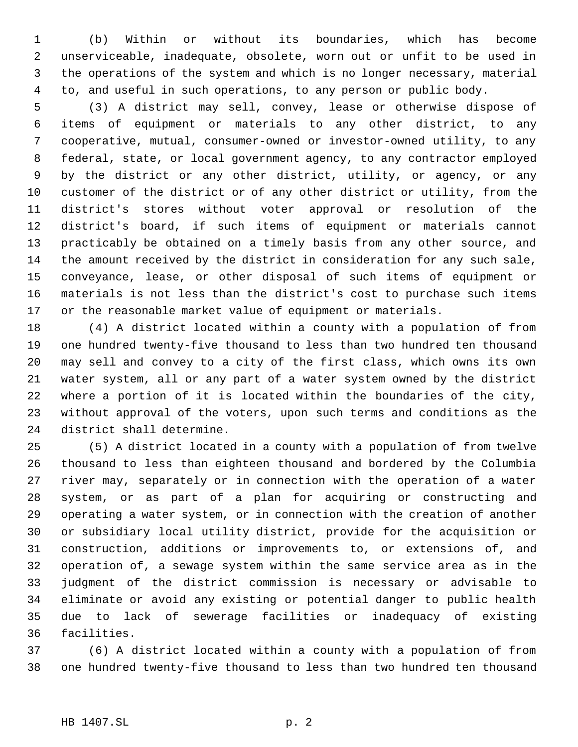(b) Within or without its boundaries, which has become unserviceable, inadequate, obsolete, worn out or unfit to be used in the operations of the system and which is no longer necessary, material to, and useful in such operations, to any person or public body.

(3) A district may sell, convey, lease or otherwise dispose of items of equipment or materials to any other district, to any cooperative, mutual, consumer-owned or investor-owned utility, to any federal, state, or local government agency, to any contractor employed by the district or any other district, utility, or agency, or any customer of the district or of any other district or utility, from the district's stores without voter approval or resolution of the district's board, if such items of equipment or materials cannot practicably be obtained on a timely basis from any other source, and the amount received by the district in consideration for any such sale, conveyance, lease, or other disposal of such items of equipment or materials is not less than the district's cost to purchase such items or the reasonable market value of equipment or materials.

(4) A district located within a county with a population of from one hundred twenty-five thousand to less than two hundred ten thousand may sell and convey to a city of the first class, which owns its own water system, all or any part of a water system owned by the district where a portion of it is located within the boundaries of the city, without approval of the voters, upon such terms and conditions as the district shall determine.

(5) A district located in a county with a population of from twelve thousand to less than eighteen thousand and bordered by the Columbia river may, separately or in connection with the operation of a water system, or as part of a plan for acquiring or constructing and operating a water system, or in connection with the creation of another or subsidiary local utility district, provide for the acquisition or construction, additions or improvements to, or extensions of, and operation of, a sewage system within the same service area as in the judgment of the district commission is necessary or advisable to eliminate or avoid any existing or potential danger to public health due to lack of sewerage facilities or inadequacy of existing facilities.

(6) A district located within a county with a population of from one hundred twenty-five thousand to less than two hundred ten thousand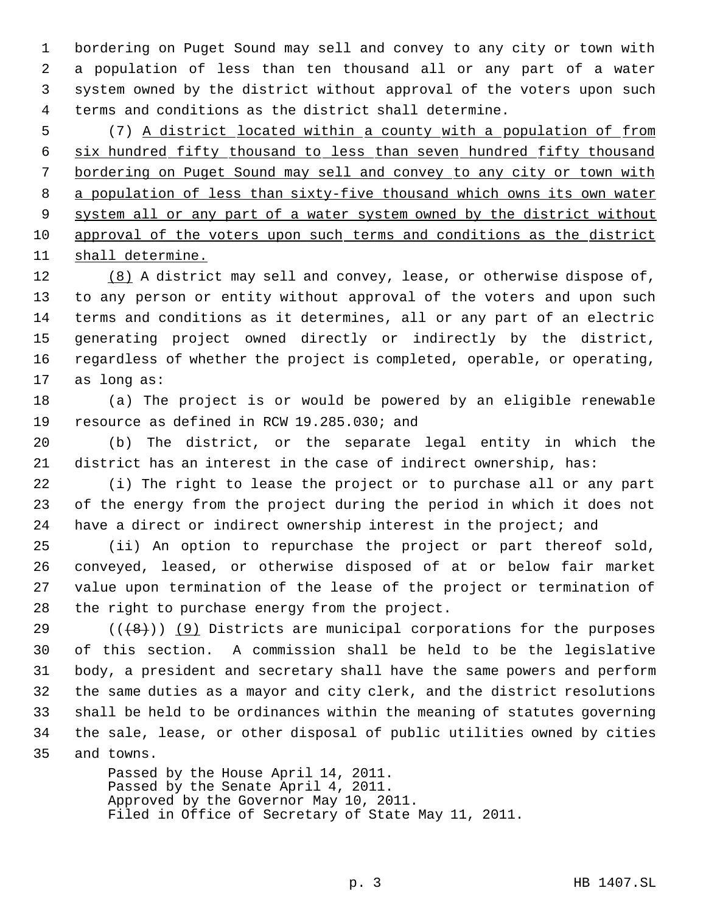bordering on Puget Sound may sell and convey to any city or town with a population of less than ten thousand all or any part of a water system owned by the district without approval of the voters upon such terms and conditions as the district shall determine.

(7) <u>A district located within a county with a population of from six hundred fifty thousand to less than seven hundred fifty thousand bordering on Puget Sound may sell and convey to any city or town with a population of less than sixty-five thousand which owns its own water system all or any part of a water system owned by the district without approval of the voters upon such terms and conditions as the district shall determine.</u>

<u>(8)</u> A district may sell and convey, lease, or otherwise dispose of, to any person or entity without approval of the voters and upon such terms and conditions as it determines, all or any part of an electric generating project owned directly or indirectly by the district, regardless of whether the project is completed, operable, or operating, as long as:

(a) The project is or would be powered by an eligible renewable resource as defined in RCW 19.285.030; and

(b) The district, or the separate legal entity in which the district has an interest in the case of indirect ownership, has:

(i) The right to lease the project or to purchase all or any part of the energy from the project during the period in which it does not have a direct or indirect ownership interest in the project; and

(ii) An option to repurchase the project or part thereof sold, conveyed, leased, or otherwise disposed of at or below fair market value upon termination of the lease of the project or termination of the right to purchase energy from the project.

((~~(8)~~)) <u>(9)</u> Districts are municipal corporations for the purposes of this section. A commission shall be held to be the legislative body, a president and secretary shall have the same powers and perform the same duties as a mayor and city clerk, and the district resolutions shall be held to be ordinances within the meaning of statutes governing the sale, lease, or other disposal of public utilities owned by cities and towns.

Passed by the House April 14, 2011.
Passed by the Senate April 4, 2011.
Approved by the Governor May 10, 2011.
Filed in Office of Secretary of State May 11, 2011.